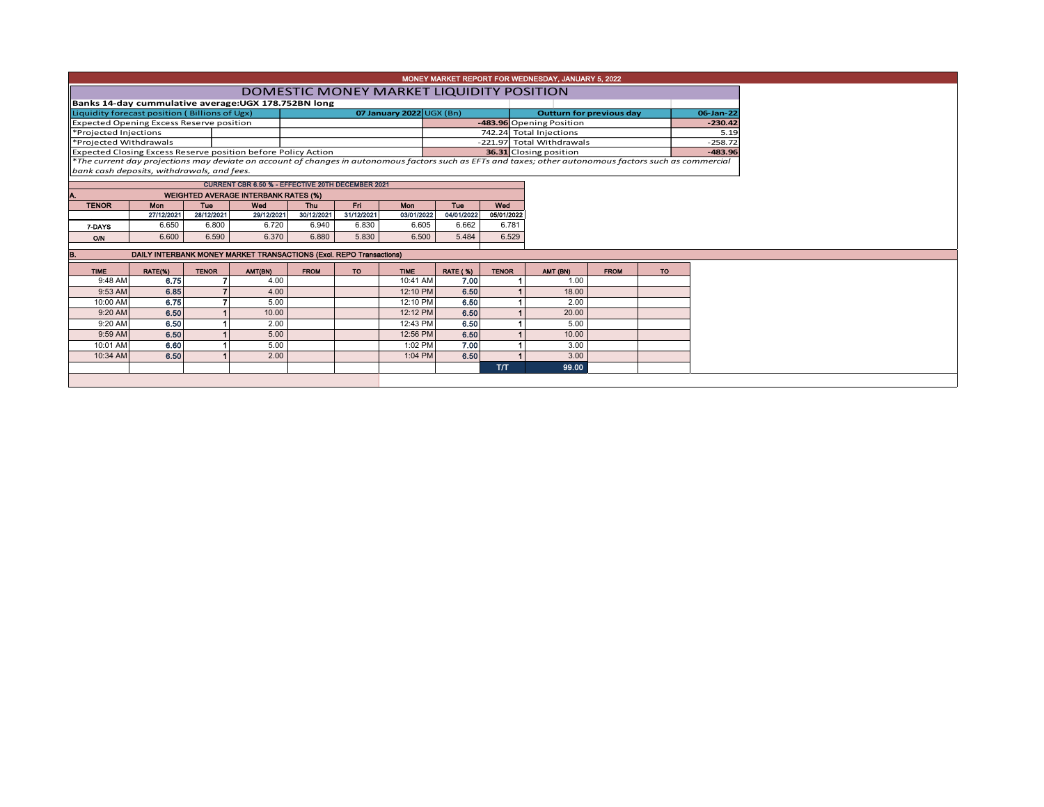# MONEY MARKET REPORT FOR WEDNESDAY, JANUARY 5, 2022

## DOMESTIC MONEY MARKET LIQUIDITY POSITION

**Banks 14-day cummulative average:UGX 178.752BN long**

| Liquidity forecast position ( Billions of Ugx) | 07 January 2022 UGX (Bn) | Outturn for previous day | 06-Jan-22 |
|---|---|---|---|
| Expected Opening Excess Reserve position | -483.96 | Opening Position | -230.42 |
| *Projected Injections | 742.24 | Total Injections | 5.19 |
| *Projected Withdrawals | -221.97 | Total Withdrawals | -258.72 |
| Expected Closing Excess Reserve position before Policy Action | 36.31 | Closing position | -483.96 |

*\*The current day projections may deviate on account of changes in autonomous factors such as EFTs and taxes; other autonomous factors such as commercial bank cash deposits, withdrawals, and fees.*

**CURRENT CBR 6.50 % - EFFECTIVE 20TH DECEMBER 2021**

### A. WEIGHTED AVERAGE INTERBANK RATES (%)

| TENOR | Mon 27/12/2021 | Tue 28/12/2021 | Wed 29/12/2021 | Thu 30/12/2021 | Fri 31/12/2021 | Mon 03/01/2022 | Tue 04/01/2022 | Wed 05/01/2022 |
|---|---|---|---|---|---|---|---|---|
| 7-DAYS | 6.650 | 6.800 | 6.720 | 6.940 | 6.830 | 6.605 | 6.662 | 6.781 |
| O/N | 6.600 | 6.590 | 6.370 | 6.880 | 5.830 | 6.500 | 5.484 | 6.529 |

### B. DAILY INTERBANK MONEY MARKET TRANSACTIONS (Excl. REPO Transactions)

| TIME | RATE(%) | TENOR | AMT(BN) | FROM | TO | TIME | RATE ( %) | TENOR | AMT (BN) | FROM | TO |
|---|---|---|---|---|---|---|---|---|---|---|---|
| 9:48 AM | 6.75 | 7 | 4.00 | | | 10:41 AM | 7.00 | 1 | 1.00 | | |
| 9:53 AM | 6.85 | 7 | 4.00 | | | 12:10 PM | 6.50 | 1 | 18.00 | | |
| 10:00 AM | 6.75 | 7 | 5.00 | | | 12:10 PM | 6.50 | 1 | 2.00 | | |
| 9:20 AM | 6.50 | 1 | 10.00 | | | 12:12 PM | 6.50 | 1 | 20.00 | | |
| 9:20 AM | 6.50 | 1 | 2.00 | | | 12:43 PM | 6.50 | 1 | 5.00 | | |
| 9:59 AM | 6.50 | 1 | 5.00 | | | 12:56 PM | 6.50 | 1 | 10.00 | | |
| 10:01 AM | 6.60 | 1 | 5.00 | | | 1:02 PM | 7.00 | 1 | 3.00 | | |
| 10:34 AM | 6.50 | 1 | 2.00 | | | 1:04 PM | 6.50 | 1 | 3.00 | | |
| | | | | | | | | T/T | 99.00 | | |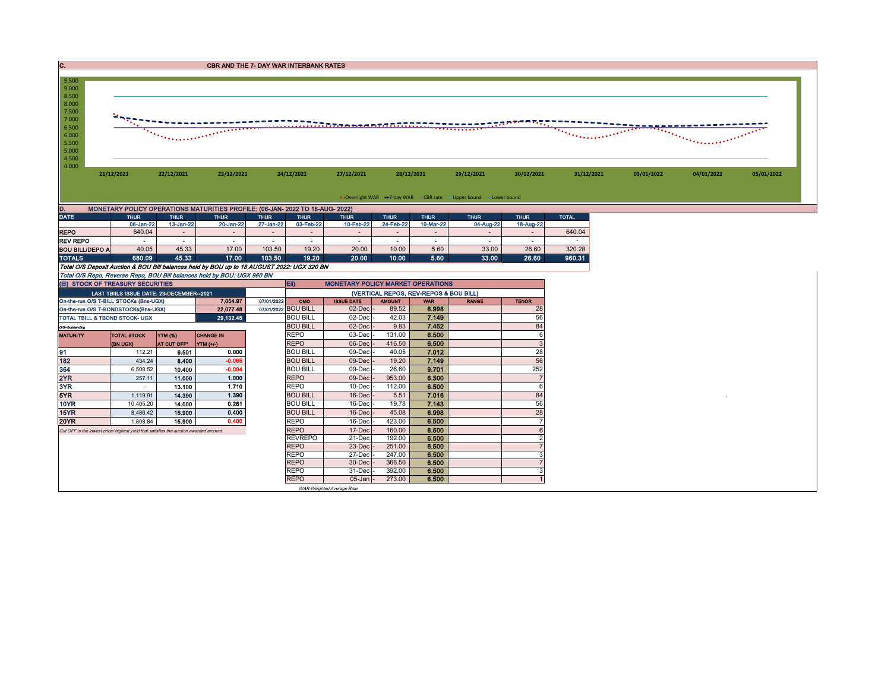## C. CBR AND THE 7- DAY WAR INTERBANK RATES

9.500
9.000
8.500
8.000
7.500
7.000
6.500
6.000
5.500
5.000
4.500
4.000

21/12/2021 22/12/2021 23/12/2021 24/12/2021 27/12/2021 28/12/2021 29/12/2021 30/12/2021 31/12/2021 03/01/2022 04/01/2022 05/01/2022

Overnight WAR — 7-day WAR — CBR rate — Upper bound — Lower bound

## D. MONETARY POLICY OPERATIONS MATURITIES PROFILE: (06-JAN- 2022 TO 18-AUG- 2022)

| DATE | THUR | THUR | THUR | THUR | THUR | THUR | THUR | THUR | THUR | THUR | TOTAL |
|---|---|---|---|---|---|---|---|---|---|---|---|
| | 06-Jan-22 | 13-Jan-22 | 20-Jan-22 | 27-Jan-22 | 03-Feb-22 | 10-Feb-22 | 24-Feb-22 | 10-Mar-22 | 04-Aug-22 | 18-Aug-22 | |
| REPO | 640.04 | - | - | - | - | - | - | - | - | - | 640.04 |
| REV REPO | - | - | - | - | - | - | - | - | - | - | - |
| BOU BILL/DEPO A | 40.05 | 45.33 | 17.00 | 103.50 | 19.20 | 20.00 | 10.00 | 5.60 | 33.00 | 26.60 | 320.28 |
| TOTALS | 680.09 | 45.33 | 17.00 | 103.50 | 19.20 | 20.00 | 10.00 | 5.60 | 33.00 | 26.60 | 960.31 |

*Total O/S Deposit Auction & BOU Bill balances held by BOU up to 18 AUGUST 2022: UGX 320 BN*

*Total O/S Repo, Reverse Repo, BOU Bill balances held by BOU: UGX 960 BN*

## (Ei) STOCK OF TREASURY SECURITIES

| LAST TBIILS ISSUE DATE: 23-DECEMBER--2021 | | |
|---|---|---|
| On-the-run O/S T-BILL STOCKs (Bns-UGX) | 7,054.97 | 07/01/2022 |
| On-the-run O/S T-BONDSTOCKs(Bns-UGX) | 22,077.48 | 07/01/2022 |
| TOTAL TBILL & TBOND STOCK- UGX | 29,132.45 | |

*O/S=Outstanding*

| MATURITY | TOTAL STOCK (BN UGX) | YTM (%) AT CUT OFF* | CHANGE IN YTM (+/-) |
|---|---|---|---|
| 91 | 112.21 | 6.501 | 0.000 |
| 182 | 434.24 | 8.400 | -0.065 |
| 364 | 6,508.52 | 10.400 | -0.004 |
| 2YR | 257.11 | 11.000 | 1.000 |
| 3YR | - | 13.100 | 1.710 |
| 5YR | 1,119.91 | 14.390 | 1.390 |
| 10YR | 10,405.20 | 14.000 | 0.261 |
| 15YR | 8,486.42 | 15.900 | 0.400 |
| 20YR | 1,808.84 | 15.900 | 0.400 |

*Cut OFF is the lowest price/ highest yield that satisfies the auction awarded amount.*

## Eii) MONETARY POLICY MARKET OPERATIONS

(VERTICAL REPOS, REV-REPOS & BOU BILL)

| OMO | ISSUE DATE | AMOUNT | WAR | RANGE | TENOR |
|---|---|---|---|---|---|
| BOU BILL | 02-Dec | 89.52 | 6.998 | | 28 |
| BOU BILL | 02-Dec | 42.03 | 7.149 | | 56 |
| BOU BILL | 02-Dec | 9.83 | 7.452 | | 84 |
| REPO | 03-Dec | 131.00 | 6.500 | | 6 |
| REPO | 06-Dec | 416.50 | 6.500 | | 3 |
| BOU BILL | 09-Dec | 40.05 | 7.012 | | 28 |
| BOU BILL | 09-Dec | 19.20 | 7.149 | | 56 |
| BOU BILL | 09-Dec | 26.60 | 9.701 | | 252 |
| REPO | 09-Dec | 953.00 | 6.500 | | 7 |
| REPO | 10-Dec | 112.00 | 6.500 | | 6 |
| BOU BILL | 16-Dec | 5.51 | 7.016 | | 84 |
| BOU BILL | 16-Dec | 19.78 | 7.143 | | 56 |
| BOU BILL | 16-Dec | 45.08 | 6.998 | | 28 |
| REPO | 16-Dec | 423.00 | 6.500 | | 7 |
| REPO | 17-Dec | 160.00 | 6.500 | | 6 |
| REVREPO | 21-Dec | 192.00 | 6.500 | | 2 |
| REPO | 23-Dec | 251.00 | 6.500 | | 7 |
| REPO | 27-Dec | 247.00 | 6.500 | | 3 |
| REPO | 30-Dec | 366.50 | 6.500 | | 7 |
| REPO | 31-Dec | 392.00 | 6.500 | | 3 |
| REPO | 05-Jan | 273.00 | 6.500 | | 1 |

*WAR-Weighted Average Rate*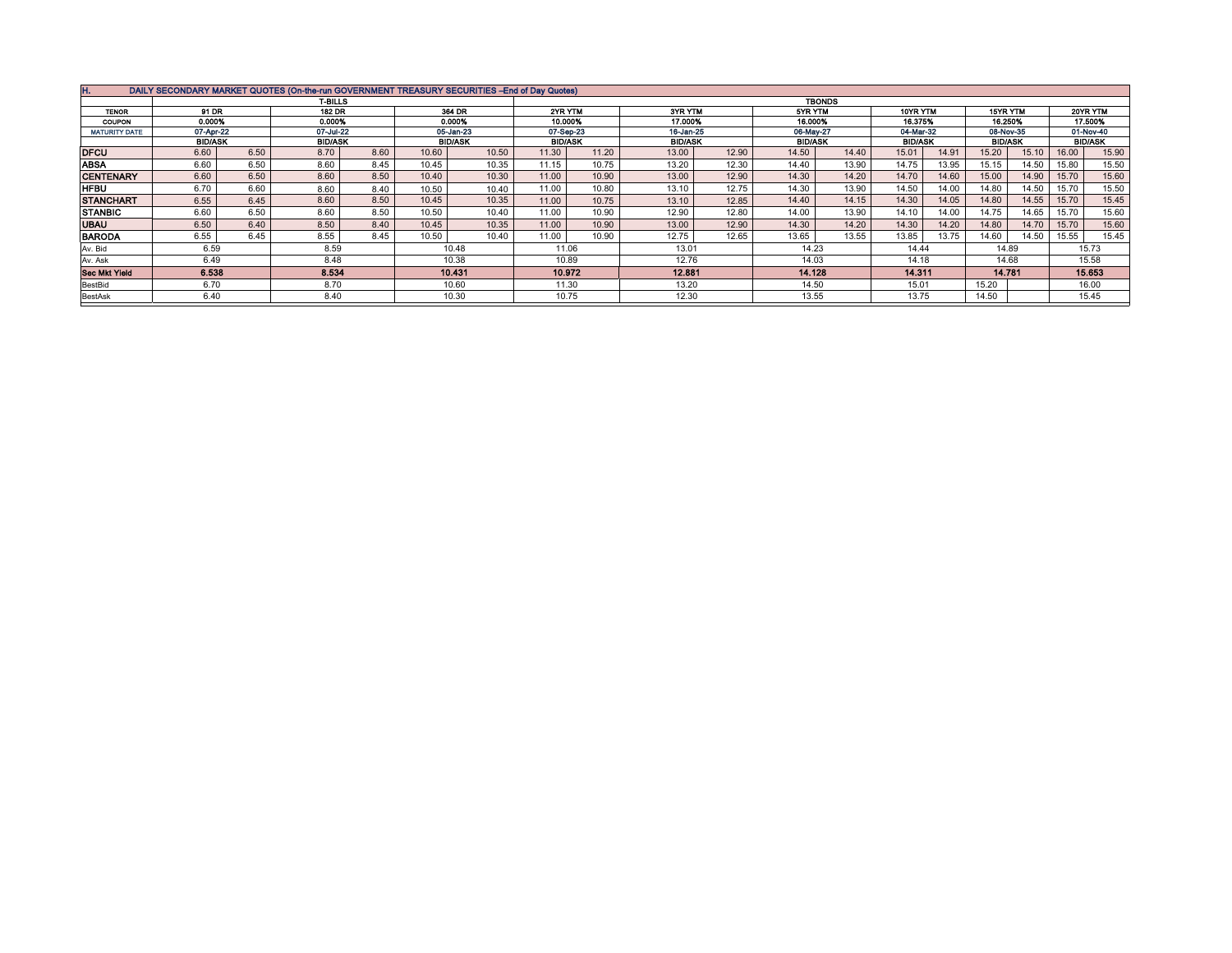| H. | DAILY SECONDARY MARKET QUOTES (On-the-run GOVERNMENT TREASURY SECURITIES –End of Day Quotes) | | | | | | | | | | | | | | | | | |
|---|---|---|---|---|---|---|---|---|---|---|---|---|---|---|---|---|---|---|
| | T-BILLS | | | | | | TBONDS | | | | | | | | | | | |
| TENOR | 91 DR | | 182 DR | | 364 DR | | 2YR YTM | | 3YR YTM | | 5YR YTM | | 10YR YTM | | 15YR YTM | | 20YR YTM | |
| COUPON | 0.000% | | 0.000% | | 0.000% | | 10.000% | | 17.000% | | 16.000% | | 16.375% | | 16.250% | | 17.500% | |
| MATURITY DATE | 07-Apr-22 | | 07-Jul-22 | | 05-Jan-23 | | 07-Sep-23 | | 16-Jan-25 | | 06-May-27 | | 04-Mar-32 | | 08-Nov-35 | | 01-Nov-40 | |
| | BID/ASK | | BID/ASK | | BID/ASK | | BID/ASK | | BID/ASK | | BID/ASK | | BID/ASK | | BID/ASK | | BID/ASK | |
| DFCU | 6.60 | 6.50 | 8.70 | 8.60 | 10.60 | 10.50 | 11.30 | 11.20 | 13.00 | 12.90 | 14.50 | 14.40 | 15.01 | 14.91 | 15.20 | 15.10 | 16.00 | 15.90 |
| ABSA | 6.60 | 6.50 | 8.60 | 8.45 | 10.45 | 10.35 | 11.15 | 10.75 | 13.20 | 12.30 | 14.40 | 13.90 | 14.75 | 13.95 | 15.15 | 14.50 | 15.80 | 15.50 |
| CENTENARY | 6.60 | 6.50 | 8.60 | 8.50 | 10.40 | 10.30 | 11.00 | 10.90 | 13.00 | 12.90 | 14.30 | 14.20 | 14.70 | 14.60 | 15.00 | 14.90 | 15.70 | 15.60 |
| HFBU | 6.70 | 6.60 | 8.60 | 8.40 | 10.50 | 10.40 | 11.00 | 10.80 | 13.10 | 12.75 | 14.30 | 13.90 | 14.50 | 14.00 | 14.80 | 14.50 | 15.70 | 15.50 |
| STANCHART | 6.55 | 6.45 | 8.60 | 8.50 | 10.45 | 10.35 | 11.00 | 10.75 | 13.10 | 12.85 | 14.40 | 14.15 | 14.30 | 14.05 | 14.80 | 14.55 | 15.70 | 15.45 |
| STANBIC | 6.60 | 6.50 | 8.60 | 8.50 | 10.50 | 10.40 | 11.00 | 10.90 | 12.90 | 12.80 | 14.00 | 13.90 | 14.10 | 14.00 | 14.75 | 14.65 | 15.70 | 15.60 |
| UBAU | 6.50 | 6.40 | 8.50 | 8.40 | 10.45 | 10.35 | 11.00 | 10.90 | 13.00 | 12.90 | 14.30 | 14.20 | 14.30 | 14.20 | 14.80 | 14.70 | 15.70 | 15.60 |
| BARODA | 6.55 | 6.45 | 8.55 | 8.45 | 10.50 | 10.40 | 11.00 | 10.90 | 12.75 | 12.65 | 13.65 | 13.55 | 13.85 | 13.75 | 14.60 | 14.50 | 15.55 | 15.45 |
| Av. Bid | 6.59 | | 8.59 | | 10.48 | | 11.06 | | 13.01 | | 14.23 | | 14.44 | | 14.89 | | 15.73 | |
| Av. Ask | 6.49 | | 8.48 | | 10.38 | | 10.89 | | 12.76 | | 14.03 | | 14.18 | | 14.68 | | 15.58 | |
| Sec Mkt Yield | 6.538 | | 8.534 | | 10.431 | | 10.972 | | 12.881 | | 14.128 | | 14.311 | | 14.781 | | 15.653 | |
| BestBid | 6.70 | | 8.70 | | 10.60 | | 11.30 | | 13.20 | | 14.50 | | 15.01 | | 15.20 | | 16.00 | |
| BestAsk | 6.40 | | 8.40 | | 10.30 | | 10.75 | | 12.30 | | 13.55 | | 13.75 | | 14.50 | | 15.45 | |